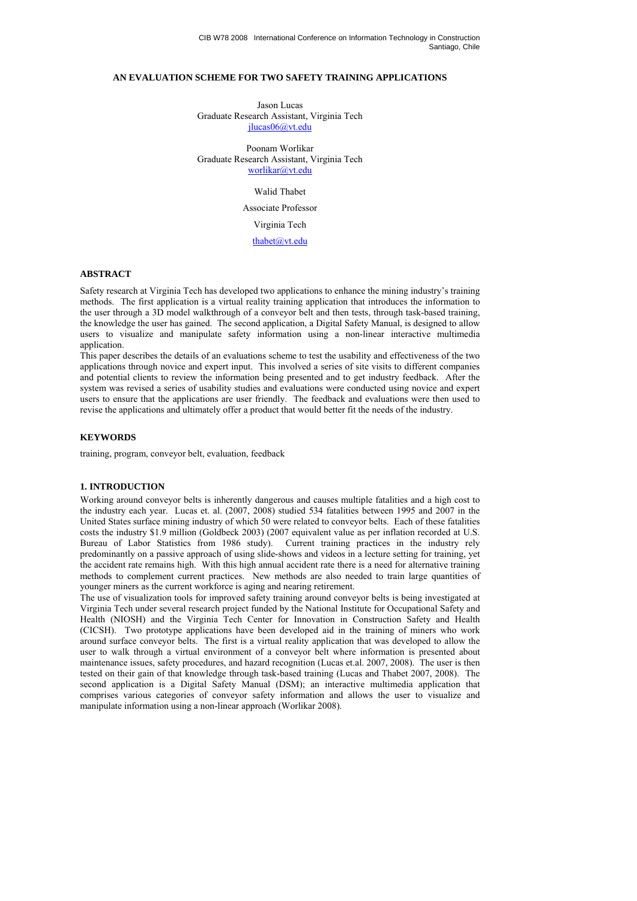# AN EVALUATION SCHEME FOR TWO SAFETY TRAINING APPLICATIONS

Jason Lucas
Graduate Research Assistant, Virginia Tech
jlucas06@vt.edu

Poonam Worlikar
Graduate Research Assistant, Virginia Tech
worlikar@vt.edu

Walid Thabet

Associate Professor

Virginia Tech

thabet@vt.edu

## ABSTRACT

Safety research at Virginia Tech has developed two applications to enhance the mining industry's training methods. The first application is a virtual reality training application that introduces the information to the user through a 3D model walkthrough of a conveyor belt and then tests, through task-based training, the knowledge the user has gained. The second application, a Digital Safety Manual, is designed to allow users to visualize and manipulate safety information using a non-linear interactive multimedia application.

This paper describes the details of an evaluations scheme to test the usability and effectiveness of the two applications through novice and expert input. This involved a series of site visits to different companies and potential clients to review the information being presented and to get industry feedback. After the system was revised a series of usability studies and evaluations were conducted using novice and expert users to ensure that the applications are user friendly. The feedback and evaluations were then used to revise the applications and ultimately offer a product that would better fit the needs of the industry.

## KEYWORDS

training, program, conveyor belt, evaluation, feedback

## 1. INTRODUCTION

Working around conveyor belts is inherently dangerous and causes multiple fatalities and a high cost to the industry each year. Lucas et. al. (2007, 2008) studied 534 fatalities between 1995 and 2007 in the United States surface mining industry of which 50 were related to conveyor belts. Each of these fatalities costs the industry $1.9 million (Goldbeck 2003) (2007 equivalent value as per inflation recorded at U.S. Bureau of Labor Statistics from 1986 study). Current training practices in the industry rely predominantly on a passive approach of using slide-shows and videos in a lecture setting for training, yet the accident rate remains high. With this high annual accident rate there is a need for alternative training methods to complement current practices. New methods are also needed to train large quantities of younger miners as the current workforce is aging and nearing retirement.

The use of visualization tools for improved safety training around conveyor belts is being investigated at Virginia Tech under several research project funded by the National Institute for Occupational Safety and Health (NIOSH) and the Virginia Tech Center for Innovation in Construction Safety and Health (CICSH). Two prototype applications have been developed aid in the training of miners who work around surface conveyor belts. The first is a virtual reality application that was developed to allow the user to walk through a virtual environment of a conveyor belt where information is presented about maintenance issues, safety procedures, and hazard recognition (Lucas et.al. 2007, 2008). The user is then tested on their gain of that knowledge through task-based training (Lucas and Thabet 2007, 2008). The second application is a Digital Safety Manual (DSM); an interactive multimedia application that comprises various categories of conveyor safety information and allows the user to visualize and manipulate information using a non-linear approach (Worlikar 2008).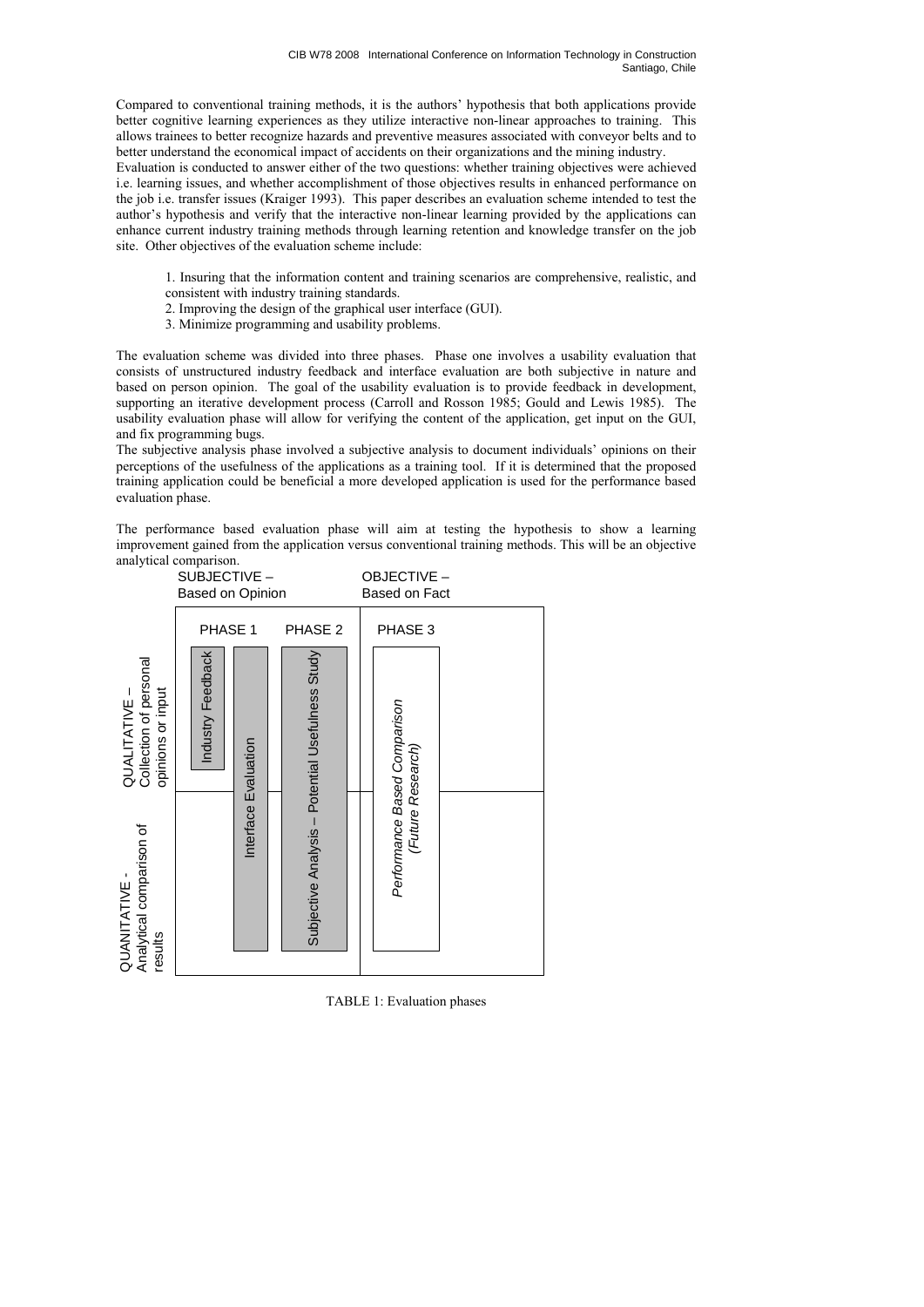Compared to conventional training methods, it is the authors' hypothesis that both applications provide better cognitive learning experiences as they utilize interactive non-linear approaches to training. This allows trainees to better recognize hazards and preventive measures associated with conveyor belts and to better understand the economical impact of accidents on their organizations and the mining industry.

Evaluation is conducted to answer either of the two questions: whether training objectives were achieved i.e. learning issues, and whether accomplishment of those objectives results in enhanced performance on the job i.e. transfer issues (Kraiger 1993). This paper describes an evaluation scheme intended to test the author's hypothesis and verify that the interactive non-linear learning provided by the applications can enhance current industry training methods through learning retention and knowledge transfer on the job site. Other objectives of the evaluation scheme include:

1. Insuring that the information content and training scenarios are comprehensive, realistic, and consistent with industry training standards.
2. Improving the design of the graphical user interface (GUI).
3. Minimize programming and usability problems.

The evaluation scheme was divided into three phases. Phase one involves a usability evaluation that consists of unstructured industry feedback and interface evaluation are both subjective in nature and based on person opinion. The goal of the usability evaluation is to provide feedback in development, supporting an iterative development process (Carroll and Rosson 1985; Gould and Lewis 1985). The usability evaluation phase will allow for verifying the content of the application, get input on the GUI, and fix programming bugs.

The subjective analysis phase involved a subjective analysis to document individuals' opinions on their perceptions of the usefulness of the applications as a training tool. If it is determined that the proposed training application could be beneficial a more developed application is used for the performance based evaluation phase.

The performance based evaluation phase will aim at testing the hypothesis to show a learning improvement gained from the application versus conventional training methods. This will be an objective analytical comparison.

SUBJECTIVE – Based on Opinion

OBJECTIVE – Based on Fact

PHASE 1

PHASE 2

PHASE 3

QUALITATIVE – Collection of personal opinions or input

QUANITATIVE - Analytical comparison of results

Industry Feedback

Interface Evaluation

Subjective Analysis – Potential Usefulness Study

*Performance Based Comparison (Future Research)*

TABLE 1: Evaluation phases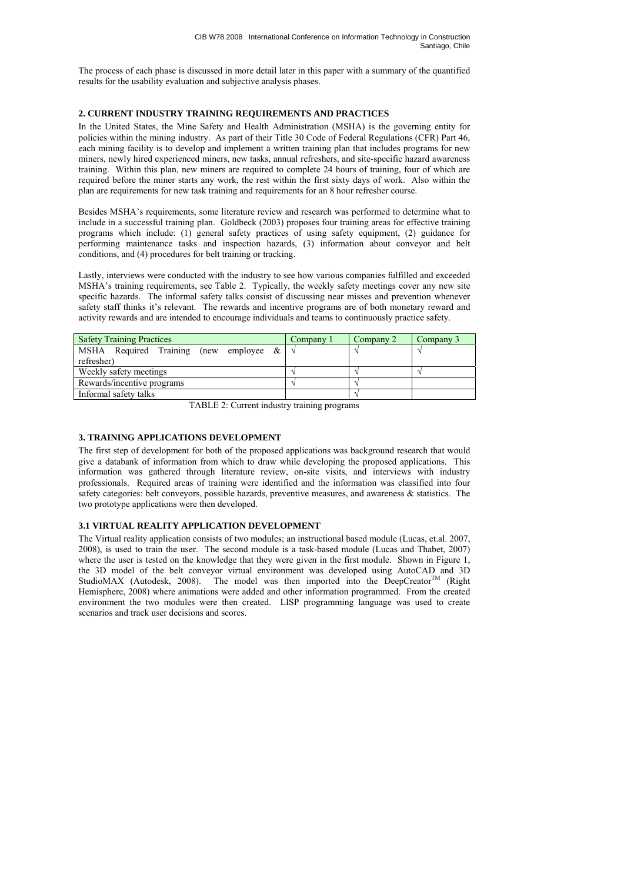The process of each phase is discussed in more detail later in this paper with a summary of the quantified results for the usability evaluation and subjective analysis phases.

## 2. CURRENT INDUSTRY TRAINING REQUIREMENTS AND PRACTICES

In the United States, the Mine Safety and Health Administration (MSHA) is the governing entity for policies within the mining industry. As part of their Title 30 Code of Federal Regulations (CFR) Part 46, each mining facility is to develop and implement a written training plan that includes programs for new miners, newly hired experienced miners, new tasks, annual refreshers, and site-specific hazard awareness training. Within this plan, new miners are required to complete 24 hours of training, four of which are required before the miner starts any work, the rest within the first sixty days of work. Also within the plan are requirements for new task training and requirements for an 8 hour refresher course.

Besides MSHA's requirements, some literature review and research was performed to determine what to include in a successful training plan. Goldbeck (2003) proposes four training areas for effective training programs which include: (1) general safety practices of using safety equipment, (2) guidance for performing maintenance tasks and inspection hazards, (3) information about conveyor and belt conditions, and (4) procedures for belt training or tracking.

Lastly, interviews were conducted with the industry to see how various companies fulfilled and exceeded MSHA's training requirements, see Table 2. Typically, the weekly safety meetings cover any new site specific hazards. The informal safety talks consist of discussing near misses and prevention whenever safety staff thinks it's relevant. The rewards and incentive programs are of both monetary reward and activity rewards and are intended to encourage individuals and teams to continuously practice safety.

| Safety Training Practices | Company 1 | Company 2 | Company 3 |
|---|---|---|---|
| MSHA Required Training (new employee & refresher) | √ | √ | √ |
| Weekly safety meetings | √ | √ | √ |
| Rewards/incentive programs | √ | √ | |
| Informal safety talks | | √ | |

TABLE 2: Current industry training programs

## 3. TRAINING APPLICATIONS DEVELOPMENT

The first step of development for both of the proposed applications was background research that would give a databank of information from which to draw while developing the proposed applications. This information was gathered through literature review, on-site visits, and interviews with industry professionals. Required areas of training were identified and the information was classified into four safety categories: belt conveyors, possible hazards, preventive measures, and awareness & statistics. The two prototype applications were then developed.

### 3.1 VIRTUAL REALITY APPLICATION DEVELOPMENT

The Virtual reality application consists of two modules; an instructional based module (Lucas, et.al. 2007, 2008), is used to train the user. The second module is a task-based module (Lucas and Thabet, 2007) where the user is tested on the knowledge that they were given in the first module. Shown in Figure 1, the 3D model of the belt conveyor virtual environment was developed using AutoCAD and 3D StudioMAX (Autodesk, 2008). The model was then imported into the DeepCreator™ (Right Hemisphere, 2008) where animations were added and other information programmed. From the created environment the two modules were then created. LISP programming language was used to create scenarios and track user decisions and scores.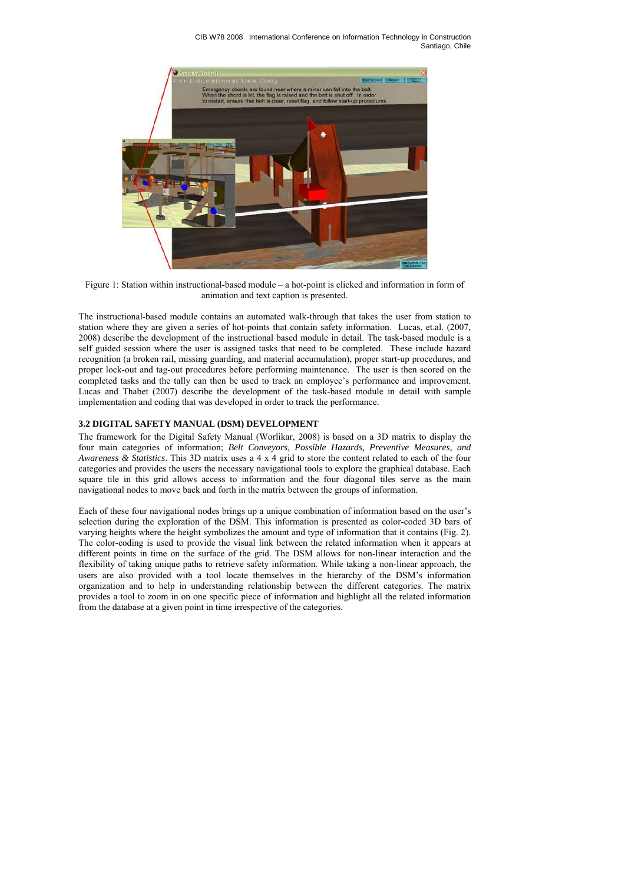Figure 1: Station within instructional-based module – a hot-point is clicked and information in form of animation and text caption is presented.

The instructional-based module contains an automated walk-through that takes the user from station to station where they are given a series of hot-points that contain safety information. Lucas, et.al. (2007, 2008) describe the development of the instructional based module in detail. The task-based module is a self guided session where the user is assigned tasks that need to be completed. These include hazard recognition (a broken rail, missing guarding, and material accumulation), proper start-up procedures, and proper lock-out and tag-out procedures before performing maintenance. The user is then scored on the completed tasks and the tally can then be used to track an employee's performance and improvement. Lucas and Thabet (2007) describe the development of the task-based module in detail with sample implementation and coding that was developed in order to track the performance.

### 3.2 DIGITAL SAFETY MANUAL (DSM) DEVELOPMENT

The framework for the Digital Safety Manual (Worlikar, 2008) is based on a 3D matrix to display the four main categories of information; *Belt Conveyors, Possible Hazards, Preventive Measures, and Awareness & Statistics*. This 3D matrix uses a 4 x 4 grid to store the content related to each of the four categories and provides the users the necessary navigational tools to explore the graphical database. Each square tile in this grid allows access to information and the four diagonal tiles serve as the main navigational nodes to move back and forth in the matrix between the groups of information.

Each of these four navigational nodes brings up a unique combination of information based on the user's selection during the exploration of the DSM. This information is presented as color-coded 3D bars of varying heights where the height symbolizes the amount and type of information that it contains (Fig. 2). The color-coding is used to provide the visual link between the related information when it appears at different points in time on the surface of the grid. The DSM allows for non-linear interaction and the flexibility of taking unique paths to retrieve safety information. While taking a non-linear approach, the users are also provided with a tool locate themselves in the hierarchy of the DSM's information organization and to help in understanding relationship between the different categories. The matrix provides a tool to zoom in on one specific piece of information and highlight all the related information from the database at a given point in time irrespective of the categories.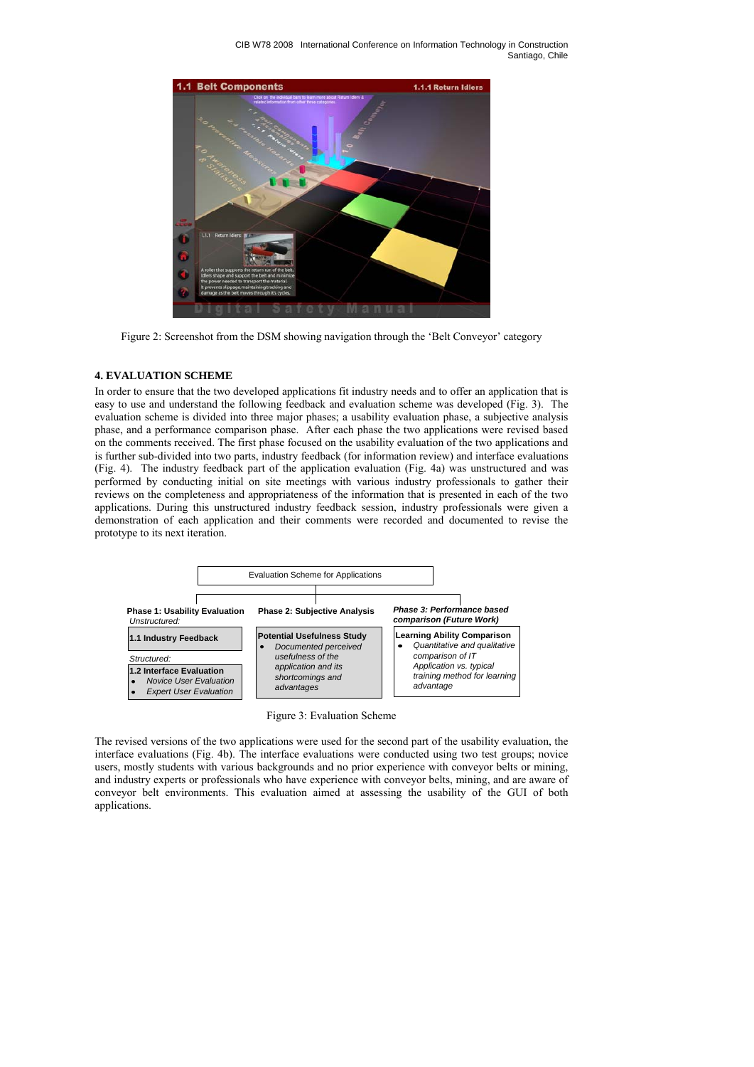Figure 2: Screenshot from the DSM showing navigation through the 'Belt Conveyor' category

## 4. EVALUATION SCHEME

In order to ensure that the two developed applications fit industry needs and to offer an application that is easy to use and understand the following feedback and evaluation scheme was developed (Fig. 3). The evaluation scheme is divided into three major phases; a usability evaluation phase, a subjective analysis phase, and a performance comparison phase. After each phase the two applications were revised based on the comments received. The first phase focused on the usability evaluation of the two applications and is further sub-divided into two parts, industry feedback (for information review) and interface evaluations (Fig. 4). The industry feedback part of the application evaluation (Fig. 4a) was unstructured and was performed by conducting initial on site meetings with various industry professionals to gather their reviews on the completeness and appropriateness of the information that is presented in each of the two applications. During this unstructured industry feedback session, industry professionals were given a demonstration of each application and their comments were recorded and documented to revise the prototype to its next iteration.

Evaluation Scheme for Applications

**Phase 1: Usability Evaluation**

*Unstructured:*

**1.1 Industry Feedback**

*Structured:*

**1.2 Interface Evaluation**
- *Novice User Evaluation*
- *Expert User Evaluation*

**Phase 2: Subjective Analysis**

**Potential Usefulness Study**
- *Documented perceived usefulness of the application and its shortcomings and advantages*

***Phase 3: Performance based comparison (Future Work)***

**Learning Ability Comparison**
- *Quantitative and qualitative comparison of IT Application vs. typical training method for learning advantage*

Figure 3: Evaluation Scheme

The revised versions of the two applications were used for the second part of the usability evaluation, the interface evaluations (Fig. 4b). The interface evaluations were conducted using two test groups; novice users, mostly students with various backgrounds and no prior experience with conveyor belts or mining, and industry experts or professionals who have experience with conveyor belts, mining, and are aware of conveyor belt environments. This evaluation aimed at assessing the usability of the GUI of both applications.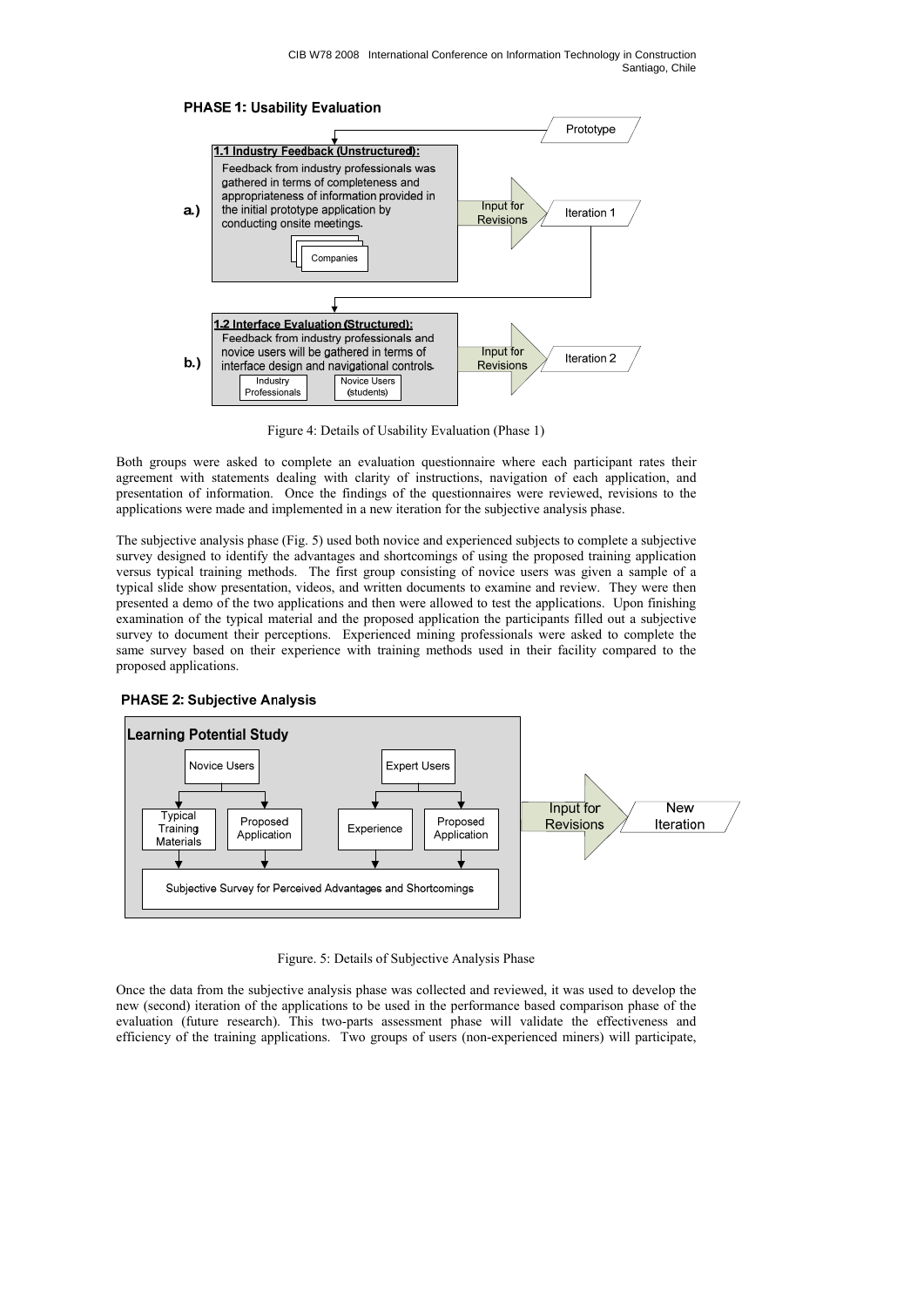**PHASE 1: Usability Evaluation**

Prototype

a.) **1.1 Industry Feedback (Unstructured):**
Feedback from industry professionals was gathered in terms of completeness and appropriateness of information provided in the initial prototype application by conducting onsite meetings.

Companies

Input for Revisions

Iteration 1

b.) **1.2 Interface Evaluation (Structured):**
Feedback from industry professionals and novice users will be gathered in terms of interface design and navigational controls.

Industry Professionals

Novice Users (students)

Input for Revisions

Iteration 2

Figure 4: Details of Usability Evaluation (Phase 1)

Both groups were asked to complete an evaluation questionnaire where each participant rates their agreement with statements dealing with clarity of instructions, navigation of each application, and presentation of information. Once the findings of the questionnaires were reviewed, revisions to the applications were made and implemented in a new iteration for the subjective analysis phase.

The subjective analysis phase (Fig. 5) used both novice and experienced subjects to complete a subjective survey designed to identify the advantages and shortcomings of using the proposed training application versus typical training methods. The first group consisting of novice users was given a sample of a typical slide show presentation, videos, and written documents to examine and review. They were then presented a demo of the two applications and then were allowed to test the applications. Upon finishing examination of the typical material and the proposed application the participants filled out a subjective survey to document their perceptions. Experienced mining professionals were asked to complete the same survey based on their experience with training methods used in their facility compared to the proposed applications.

**PHASE 2: Subjective Analysis**

Learning Potential Study

Novice Users

Expert Users

Typical Training Materials

Proposed Application

Experience

Proposed Application

Subjective Survey for Perceived Advantages and Shortcomings

Input for Revisions

New Iteration

Figure. 5: Details of Subjective Analysis Phase

Once the data from the subjective analysis phase was collected and reviewed, it was used to develop the new (second) iteration of the applications to be used in the performance based comparison phase of the evaluation (future research). This two-parts assessment phase will validate the effectiveness and efficiency of the training applications. Two groups of users (non-experienced miners) will participate,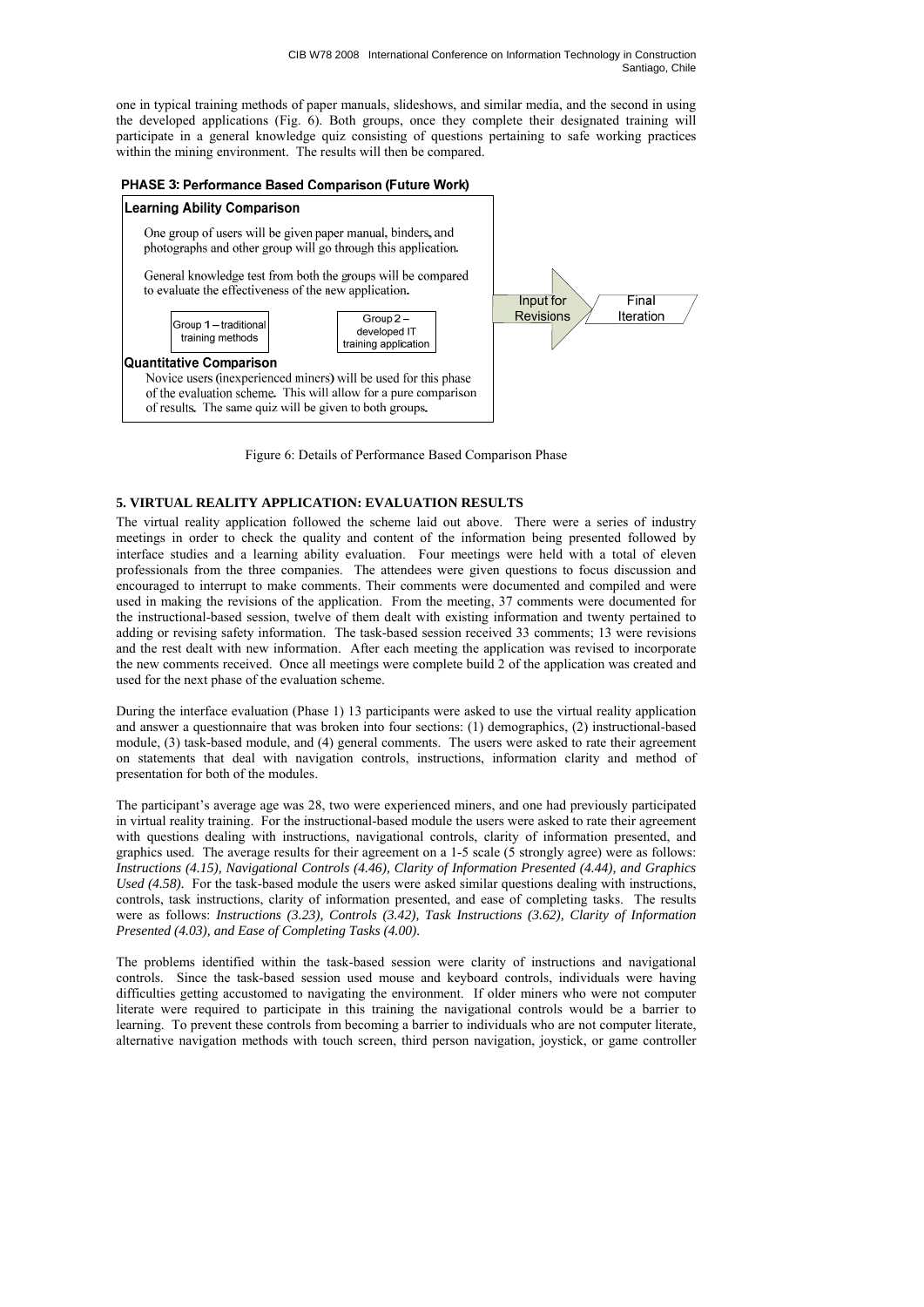one in typical training methods of paper manuals, slideshows, and similar media, and the second in using the developed applications (Fig. 6). Both groups, once they complete their designated training will participate in a general knowledge quiz consisting of questions pertaining to safe working practices within the mining environment. The results will then be compared.

**PHASE 3: Performance Based Comparison (Future Work)**

**Learning Ability Comparison**

One group of users will be given paper manual, binders, and photographs and other group will go through this application.

General knowledge test from both the groups will be compared to evaluate the effectiveness of the new application.

Group 1 – traditional training methods

Group 2 – developed IT training application

**Quantitative Comparison**

Novice users (inexperienced miners) will be used for this phase of the evaluation scheme. This will allow for a pure comparison of results. The same quiz will be given to both groups.

Input for Revisions

Final Iteration

Figure 6: Details of Performance Based Comparison Phase

## 5. VIRTUAL REALITY APPLICATION: EVALUATION RESULTS

The virtual reality application followed the scheme laid out above. There were a series of industry meetings in order to check the quality and content of the information being presented followed by interface studies and a learning ability evaluation. Four meetings were held with a total of eleven professionals from the three companies. The attendees were given questions to focus discussion and encouraged to interrupt to make comments. Their comments were documented and compiled and were used in making the revisions of the application. From the meeting, 37 comments were documented for the instructional-based session, twelve of them dealt with existing information and twenty pertained to adding or revising safety information. The task-based session received 33 comments; 13 were revisions and the rest dealt with new information. After each meeting the application was revised to incorporate the new comments received. Once all meetings were complete build 2 of the application was created and used for the next phase of the evaluation scheme.

During the interface evaluation (Phase 1) 13 participants were asked to use the virtual reality application and answer a questionnaire that was broken into four sections: (1) demographics, (2) instructional-based module, (3) task-based module, and (4) general comments. The users were asked to rate their agreement on statements that deal with navigation controls, instructions, information clarity and method of presentation for both of the modules.

The participant's average age was 28, two were experienced miners, and one had previously participated in virtual reality training. For the instructional-based module the users were asked to rate their agreement with questions dealing with instructions, navigational controls, clarity of information presented, and graphics used. The average results for their agreement on a 1-5 scale (5 strongly agree) were as follows: *Instructions (4.15), Navigational Controls (4.46), Clarity of Information Presented (4.44), and Graphics Used (4.58).* For the task-based module the users were asked similar questions dealing with instructions, controls, task instructions, clarity of information presented, and ease of completing tasks. The results were as follows: *Instructions (3.23), Controls (3.42), Task Instructions (3.62), Clarity of Information Presented (4.03), and Ease of Completing Tasks (4.00).*

The problems identified within the task-based session were clarity of instructions and navigational controls. Since the task-based session used mouse and keyboard controls, individuals were having difficulties getting accustomed to navigating the environment. If older miners who were not computer literate were required to participate in this training the navigational controls would be a barrier to learning. To prevent these controls from becoming a barrier to individuals who are not computer literate, alternative navigation methods with touch screen, third person navigation, joystick, or game controller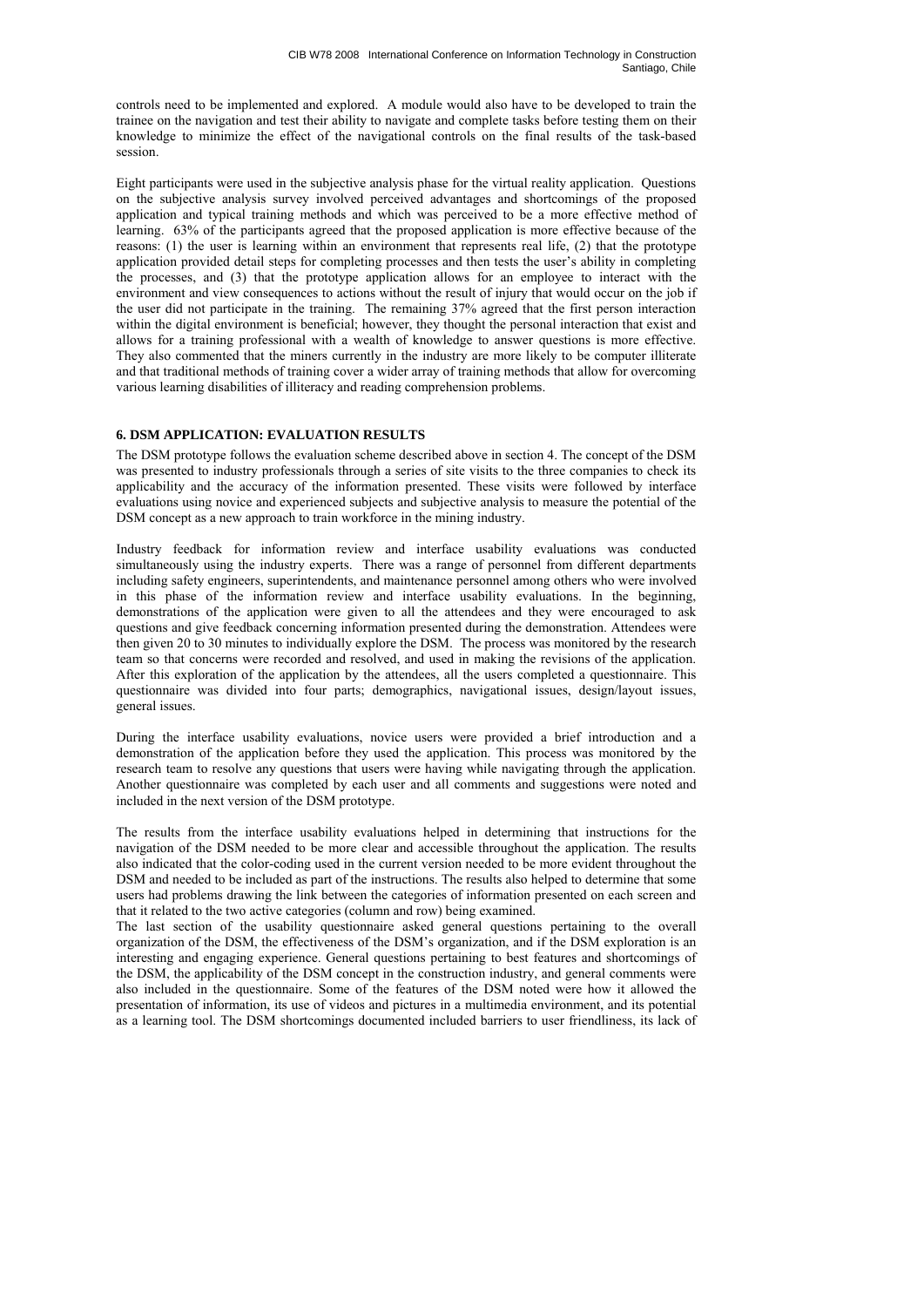controls need to be implemented and explored. A module would also have to be developed to train the trainee on the navigation and test their ability to navigate and complete tasks before testing them on their knowledge to minimize the effect of the navigational controls on the final results of the task-based session.

Eight participants were used in the subjective analysis phase for the virtual reality application. Questions on the subjective analysis survey involved perceived advantages and shortcomings of the proposed application and typical training methods and which was perceived to be a more effective method of learning. 63% of the participants agreed that the proposed application is more effective because of the reasons: (1) the user is learning within an environment that represents real life, (2) that the prototype application provided detail steps for completing processes and then tests the user's ability in completing the processes, and (3) that the prototype application allows for an employee to interact with the environment and view consequences to actions without the result of injury that would occur on the job if the user did not participate in the training. The remaining 37% agreed that the first person interaction within the digital environment is beneficial; however, they thought the personal interaction that exist and allows for a training professional with a wealth of knowledge to answer questions is more effective. They also commented that the miners currently in the industry are more likely to be computer illiterate and that traditional methods of training cover a wider array of training methods that allow for overcoming various learning disabilities of illiteracy and reading comprehension problems.

## 6. DSM APPLICATION: EVALUATION RESULTS

The DSM prototype follows the evaluation scheme described above in section 4. The concept of the DSM was presented to industry professionals through a series of site visits to the three companies to check its applicability and the accuracy of the information presented. These visits were followed by interface evaluations using novice and experienced subjects and subjective analysis to measure the potential of the DSM concept as a new approach to train workforce in the mining industry.

Industry feedback for information review and interface usability evaluations was conducted simultaneously using the industry experts. There was a range of personnel from different departments including safety engineers, superintendents, and maintenance personnel among others who were involved in this phase of the information review and interface usability evaluations. In the beginning, demonstrations of the application were given to all the attendees and they were encouraged to ask questions and give feedback concerning information presented during the demonstration. Attendees were then given 20 to 30 minutes to individually explore the DSM. The process was monitored by the research team so that concerns were recorded and resolved, and used in making the revisions of the application. After this exploration of the application by the attendees, all the users completed a questionnaire. This questionnaire was divided into four parts; demographics, navigational issues, design/layout issues, general issues.

During the interface usability evaluations, novice users were provided a brief introduction and a demonstration of the application before they used the application. This process was monitored by the research team to resolve any questions that users were having while navigating through the application. Another questionnaire was completed by each user and all comments and suggestions were noted and included in the next version of the DSM prototype.

The results from the interface usability evaluations helped in determining that instructions for the navigation of the DSM needed to be more clear and accessible throughout the application. The results also indicated that the color-coding used in the current version needed to be more evident throughout the DSM and needed to be included as part of the instructions. The results also helped to determine that some users had problems drawing the link between the categories of information presented on each screen and that it related to the two active categories (column and row) being examined.

The last section of the usability questionnaire asked general questions pertaining to the overall organization of the DSM, the effectiveness of the DSM's organization, and if the DSM exploration is an interesting and engaging experience. General questions pertaining to best features and shortcomings of the DSM, the applicability of the DSM concept in the construction industry, and general comments were also included in the questionnaire. Some of the features of the DSM noted were how it allowed the presentation of information, its use of videos and pictures in a multimedia environment, and its potential as a learning tool. The DSM shortcomings documented included barriers to user friendliness, its lack of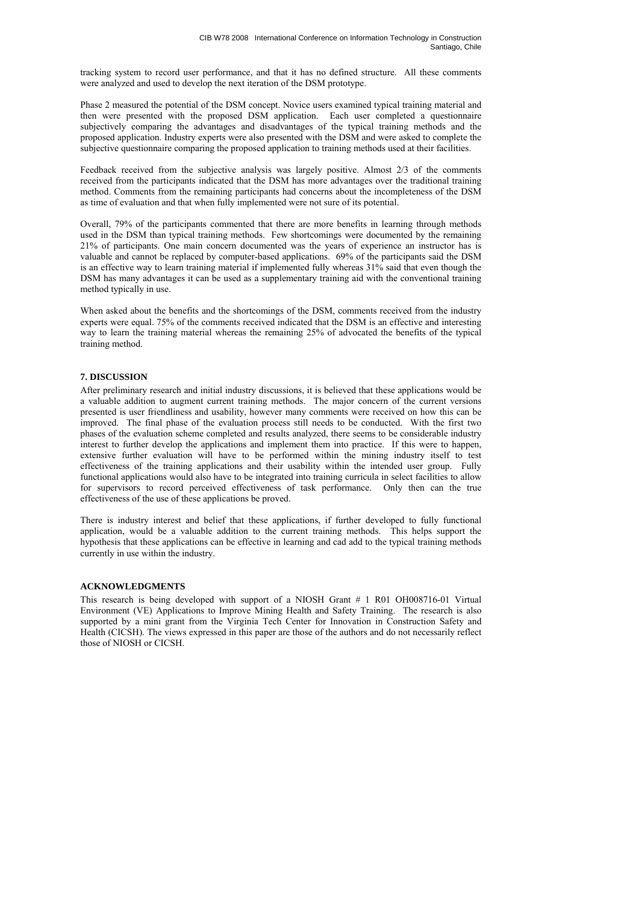tracking system to record user performance, and that it has no defined structure. All these comments were analyzed and used to develop the next iteration of the DSM prototype.

Phase 2 measured the potential of the DSM concept. Novice users examined typical training material and then were presented with the proposed DSM application. Each user completed a questionnaire subjectively comparing the advantages and disadvantages of the typical training methods and the proposed application. Industry experts were also presented with the DSM and were asked to complete the subjective questionnaire comparing the proposed application to training methods used at their facilities.

Feedback received from the subjective analysis was largely positive. Almost 2/3 of the comments received from the participants indicated that the DSM has more advantages over the traditional training method. Comments from the remaining participants had concerns about the incompleteness of the DSM as time of evaluation and that when fully implemented were not sure of its potential.

Overall, 79% of the participants commented that there are more benefits in learning through methods used in the DSM than typical training methods. Few shortcomings were documented by the remaining 21% of participants. One main concern documented was the years of experience an instructor has is valuable and cannot be replaced by computer-based applications. 69% of the participants said the DSM is an effective way to learn training material if implemented fully whereas 31% said that even though the DSM has many advantages it can be used as a supplementary training aid with the conventional training method typically in use.

When asked about the benefits and the shortcomings of the DSM, comments received from the industry experts were equal. 75% of the comments received indicated that the DSM is an effective and interesting way to learn the training material whereas the remaining 25% of advocated the benefits of the typical training method.

## 7. DISCUSSION

After preliminary research and initial industry discussions, it is believed that these applications would be a valuable addition to augment current training methods. The major concern of the current versions presented is user friendliness and usability, however many comments were received on how this can be improved. The final phase of the evaluation process still needs to be conducted. With the first two phases of the evaluation scheme completed and results analyzed, there seems to be considerable industry interest to further develop the applications and implement them into practice. If this were to happen, extensive further evaluation will have to be performed within the mining industry itself to test effectiveness of the training applications and their usability within the intended user group. Fully functional applications would also have to be integrated into training curricula in select facilities to allow for supervisors to record perceived effectiveness of task performance. Only then can the true effectiveness of the use of these applications be proved.

There is industry interest and belief that these applications, if further developed to fully functional application, would be a valuable addition to the current training methods. This helps support the hypothesis that these applications can be effective in learning and cad add to the typical training methods currently in use within the industry.

## ACKNOWLEDGMENTS

This research is being developed with support of a NIOSH Grant # 1 R01 OH008716-01 Virtual Environment (VE) Applications to Improve Mining Health and Safety Training. The research is also supported by a mini grant from the Virginia Tech Center for Innovation in Construction Safety and Health (CICSH). The views expressed in this paper are those of the authors and do not necessarily reflect those of NIOSH or CICSH.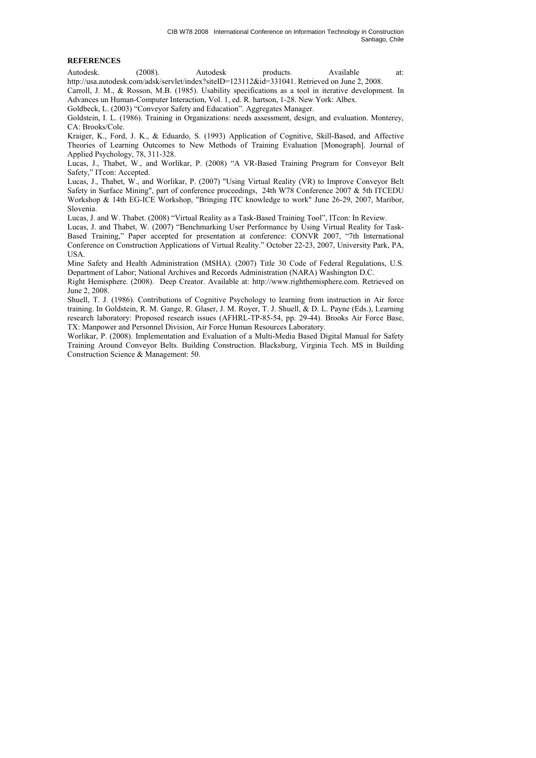## REFERENCES

Autodesk. (2008). Autodesk products. Available at: http://usa.autodesk.com/adsk/servlet/index?siteID=123112&id=331041. Retrieved on June 2, 2008.

Carroll, J. M., & Rosson, M.B. (1985). Usability specifications as a tool in iterative development. In Advances un Human-Computer Interaction, Vol. 1, ed. R. hartson, 1-28. New York: Albex.

Goldbeck, L. (2003) "Conveyor Safety and Education". Aggregates Manager.

Goldstein, I. L. (1986). Training in Organizations: needs assessment, design, and evaluation. Monterey, CA: Brooks/Cole.

Kraiger, K., Ford, J. K., & Eduardo, S. (1993) Application of Cognitive, Skill-Based, and Affective Theories of Learning Outcomes to New Methods of Training Evaluation [Monograph]. Journal of Applied Psychology, 78, 311-328.

Lucas, J., Thabet, W., and Worlikar, P. (2008) "A VR-Based Training Program for Conveyor Belt Safety," ITcon: Accepted.

Lucas, J., Thabet, W., and Worlikar, P. (2007) "Using Virtual Reality (VR) to Improve Conveyor Belt Safety in Surface Mining", part of conference proceedings, 24th W78 Conference 2007 & 5th ITCEDU Workshop & 14th EG-ICE Workshop, "Bringing ITC knowledge to work" June 26-29, 2007, Maribor, Slovenia.

Lucas, J. and W. Thabet. (2008) "Virtual Reality as a Task-Based Training Tool", ITcon: In Review.

Lucas, J. and Thabet, W. (2007) "Benchmarking User Performance by Using Virtual Reality for Task-Based Training," Paper accepted for presentation at conference: CONVR 2007, "7th International Conference on Construction Applications of Virtual Reality." October 22-23, 2007, University Park, PA, USA.

Mine Safety and Health Administration (MSHA). (2007) Title 30 Code of Federal Regulations, U.S. Department of Labor; National Archives and Records Administration (NARA) Washington D.C.

Right Hemisphere. (2008). Deep Creator. Available at: http://www.righthemisphere.com. Retrieved on June 2, 2008.

Shuell, T. J. (1986). Contributions of Cognitive Psychology to learning from instruction in Air force training. In Goldstein, R. M. Gange, R. Glaser, J. M. Royer, T. J. Shuell, & D. L. Payne (Eds.), Learning research laboratory: Proposed research issues (AFHRL-TP-85-54, pp. 29-44). Brooks Air Force Base, TX: Manpower and Personnel Division, Air Force Human Resources Laboratory.

Worlikar, P. (2008). Implementation and Evaluation of a Multi-Media Based Digital Manual for Safety Training Around Conveyor Belts. Building Construction. Blacksburg, Virginia Tech. MS in Building Construction Science & Management: 50.